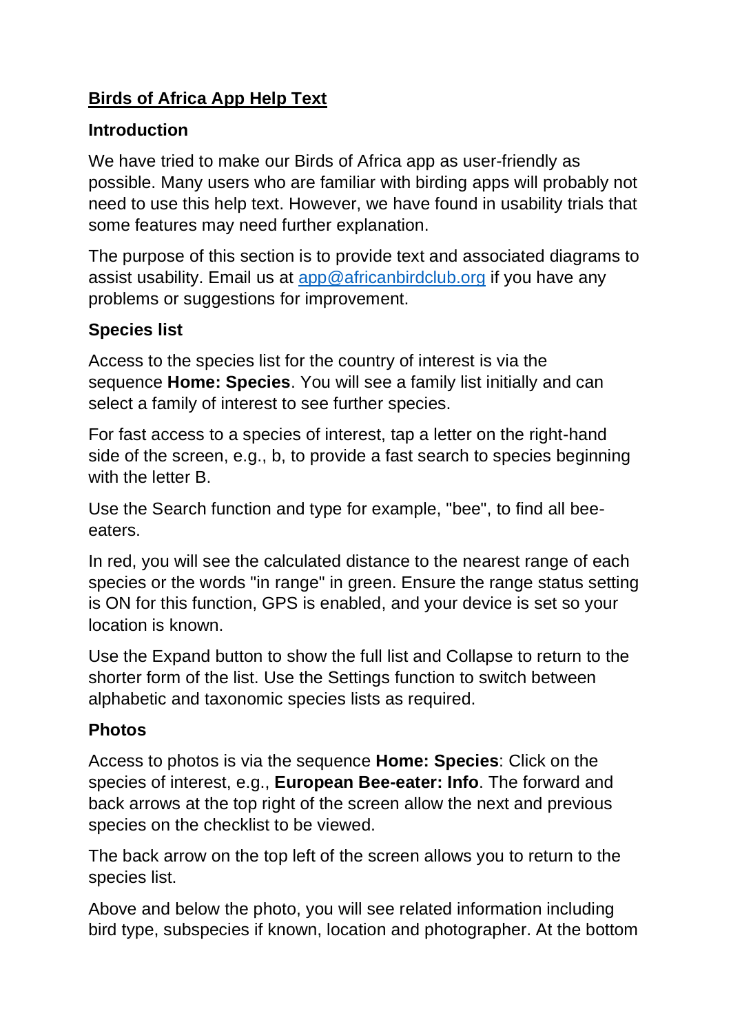# Birds of Africa App Help Text

## Introduction

We have tried to make our Birds of Africa app as user-friendly as possible. Many users who are familiar with birding apps will probably not need to use this help text. However, we have found in usability trials that some features may need further explanation.

The purpose of this section is to provide text and associated diagrams to assist usability. Email us at app@africanbirdclub.org if you have any problems or suggestions for improvement.

## Species list

Access to the species list for the country of interest is via the sequence **Home: Species**. You will see a family list initially and can select a family of interest to see further species.

For fast access to a species of interest, tap a letter on the right-hand side of the screen, e.g., b, to provide a fast search to species beginning with the letter B.

Use the Search function and type for example, "bee", to find all bee-eaters.

In red, you will see the calculated distance to the nearest range of each species or the words "in range" in green. Ensure the range status setting is ON for this function, GPS is enabled, and your device is set so your location is known.

Use the Expand button to show the full list and Collapse to return to the shorter form of the list. Use the Settings function to switch between alphabetic and taxonomic species lists as required.

## Photos

Access to photos is via the sequence **Home: Species**: Click on the species of interest, e.g., **European Bee-eater: Info**. The forward and back arrows at the top right of the screen allow the next and previous species on the checklist to be viewed.

The back arrow on the top left of the screen allows you to return to the species list.

Above and below the photo, you will see related information including bird type, subspecies if known, location and photographer. At the bottom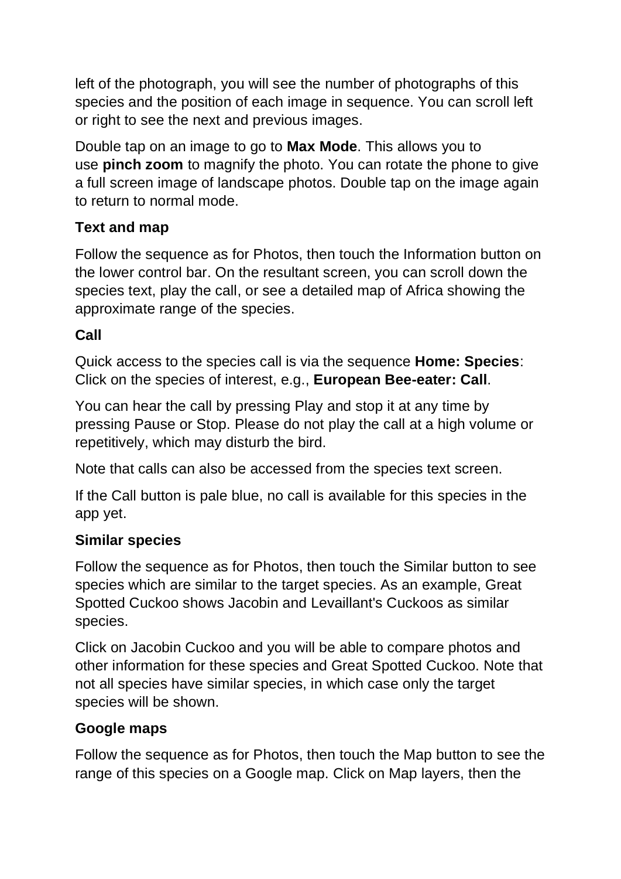left of the photograph, you will see the number of photographs of this species and the position of each image in sequence. You can scroll left or right to see the next and previous images.

Double tap on an image to go to **Max Mode**. This allows you to use **pinch zoom** to magnify the photo. You can rotate the phone to give a full screen image of landscape photos. Double tap on the image again to return to normal mode.

### Text and map

Follow the sequence as for Photos, then touch the Information button on the lower control bar. On the resultant screen, you can scroll down the species text, play the call, or see a detailed map of Africa showing the approximate range of the species.

### Call

Quick access to the species call is via the sequence **Home: Species**: Click on the species of interest, e.g., **European Bee-eater: Call**.

You can hear the call by pressing Play and stop it at any time by pressing Pause or Stop. Please do not play the call at a high volume or repetitively, which may disturb the bird.

Note that calls can also be accessed from the species text screen.

If the Call button is pale blue, no call is available for this species in the app yet.

### Similar species

Follow the sequence as for Photos, then touch the Similar button to see species which are similar to the target species. As an example, Great Spotted Cuckoo shows Jacobin and Levaillant's Cuckoos as similar species.

Click on Jacobin Cuckoo and you will be able to compare photos and other information for these species and Great Spotted Cuckoo. Note that not all species have similar species, in which case only the target species will be shown.

### Google maps

Follow the sequence as for Photos, then touch the Map button to see the range of this species on a Google map. Click on Map layers, then the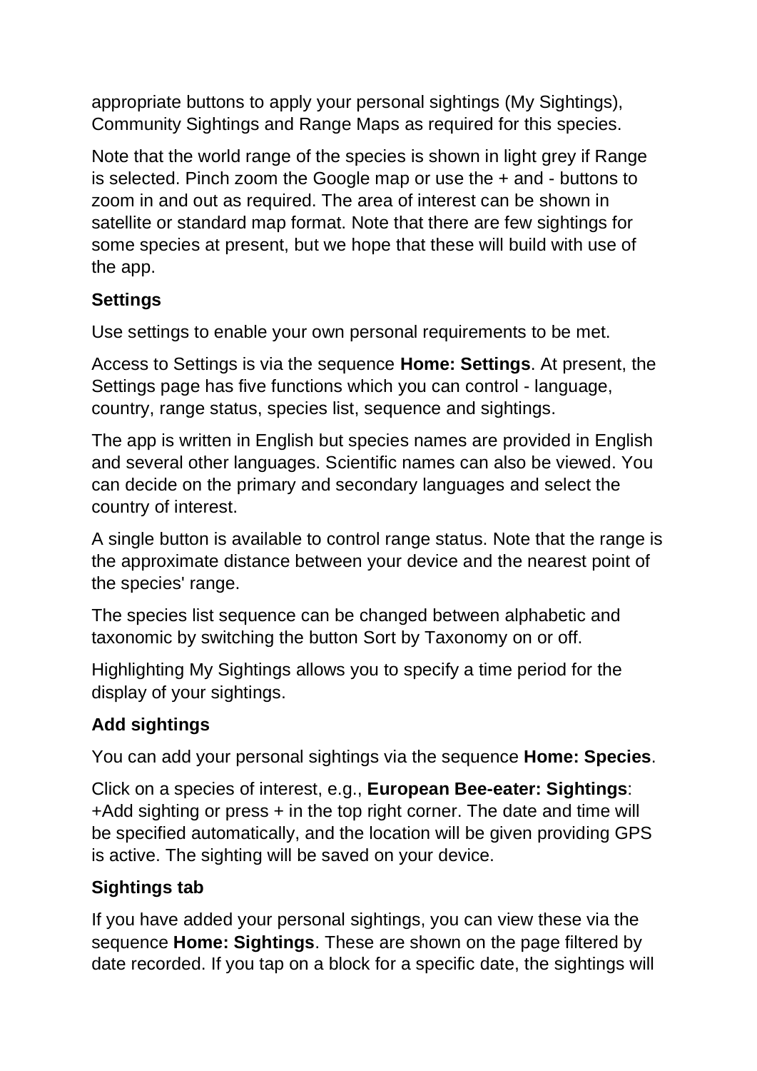appropriate buttons to apply your personal sightings (My Sightings), Community Sightings and Range Maps as required for this species.

Note that the world range of the species is shown in light grey if Range is selected. Pinch zoom the Google map or use the + and - buttons to zoom in and out as required. The area of interest can be shown in satellite or standard map format. Note that there are few sightings for some species at present, but we hope that these will build with use of the app.

### Settings

Use settings to enable your own personal requirements to be met.

Access to Settings is via the sequence **Home: Settings**. At present, the Settings page has five functions which you can control - language, country, range status, species list, sequence and sightings.

The app is written in English but species names are provided in English and several other languages. Scientific names can also be viewed. You can decide on the primary and secondary languages and select the country of interest.

A single button is available to control range status. Note that the range is the approximate distance between your device and the nearest point of the species' range.

The species list sequence can be changed between alphabetic and taxonomic by switching the button Sort by Taxonomy on or off.

Highlighting My Sightings allows you to specify a time period for the display of your sightings.

### Add sightings

You can add your personal sightings via the sequence **Home: Species**.

Click on a species of interest, e.g., **European Bee-eater: Sightings**: +Add sighting or press + in the top right corner. The date and time will be specified automatically, and the location will be given providing GPS is active. The sighting will be saved on your device.

### Sightings tab

If you have added your personal sightings, you can view these via the sequence **Home: Sightings**. These are shown on the page filtered by date recorded. If you tap on a block for a specific date, the sightings will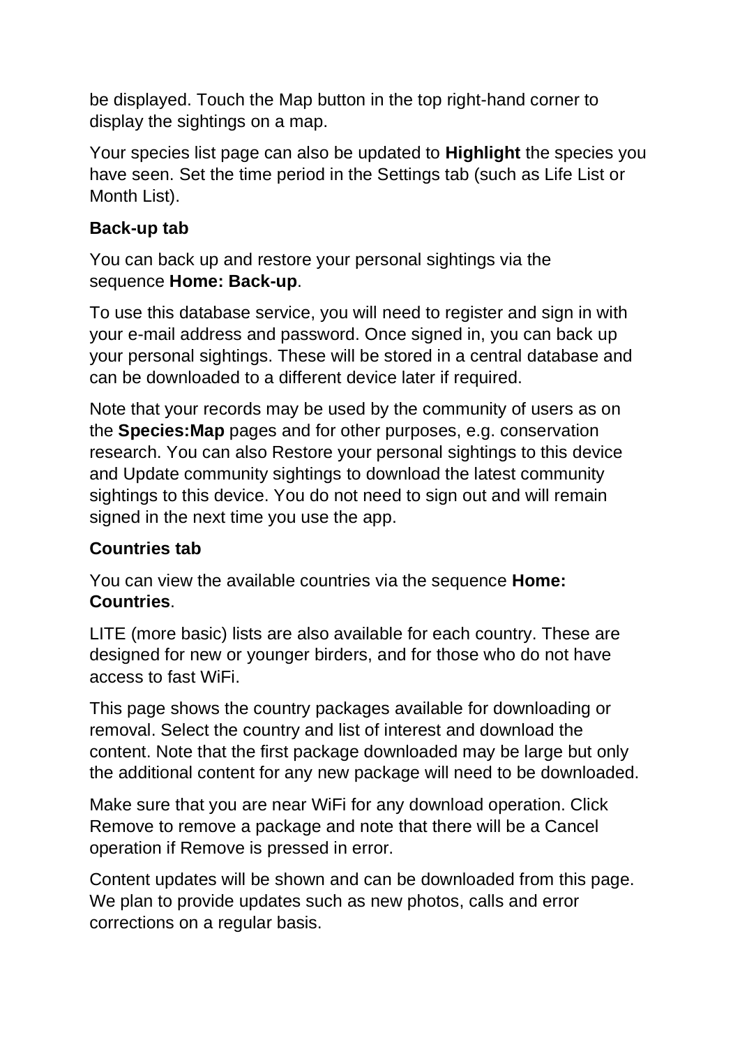be displayed. Touch the Map button in the top right-hand corner to display the sightings on a map.

Your species list page can also be updated to **Highlight** the species you have seen. Set the time period in the Settings tab (such as Life List or Month List).

**Back-up tab**

You can back up and restore your personal sightings via the sequence **Home: Back-up**.

To use this database service, you will need to register and sign in with your e-mail address and password. Once signed in, you can back up your personal sightings. These will be stored in a central database and can be downloaded to a different device later if required.

Note that your records may be used by the community of users as on the **Species:Map** pages and for other purposes, e.g. conservation research. You can also Restore your personal sightings to this device and Update community sightings to download the latest community sightings to this device. You do not need to sign out and will remain signed in the next time you use the app.

**Countries tab**

You can view the available countries via the sequence **Home: Countries**.

LITE (more basic) lists are also available for each country. These are designed for new or younger birders, and for those who do not have access to fast WiFi.

This page shows the country packages available for downloading or removal. Select the country and list of interest and download the content. Note that the first package downloaded may be large but only the additional content for any new package will need to be downloaded.

Make sure that you are near WiFi for any download operation. Click Remove to remove a package and note that there will be a Cancel operation if Remove is pressed in error.

Content updates will be shown and can be downloaded from this page. We plan to provide updates such as new photos, calls and error corrections on a regular basis.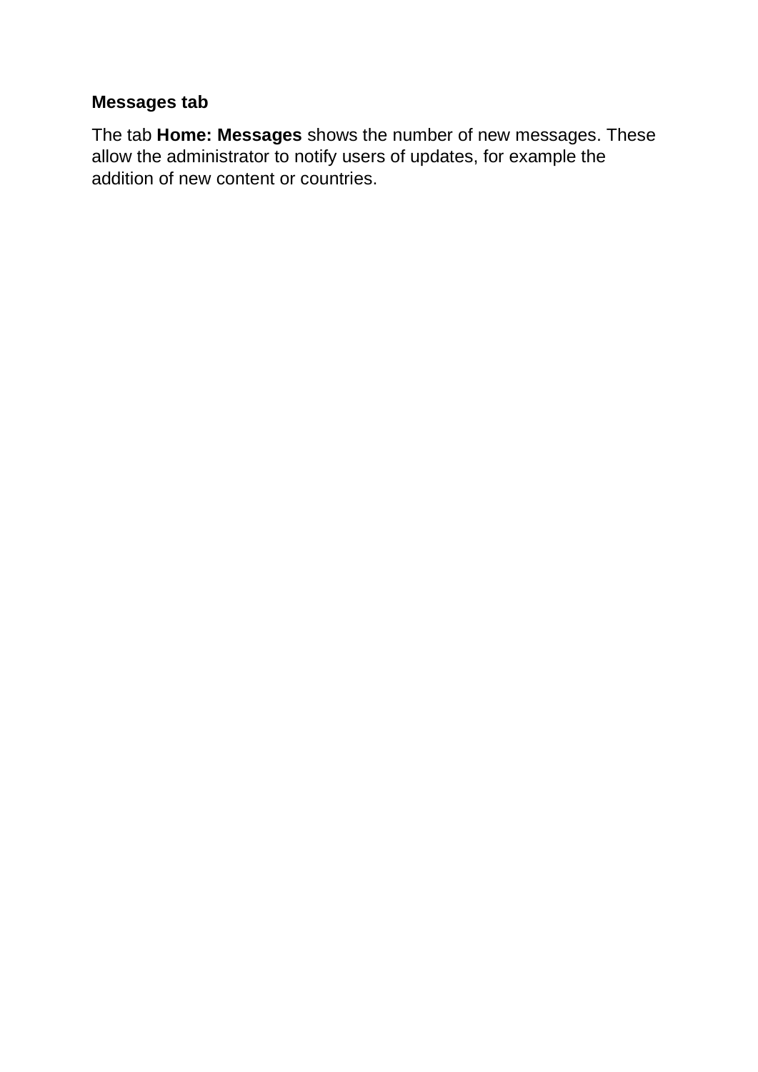### Messages tab

The tab **Home: Messages** shows the number of new messages. These allow the administrator to notify users of updates, for example the addition of new content or countries.